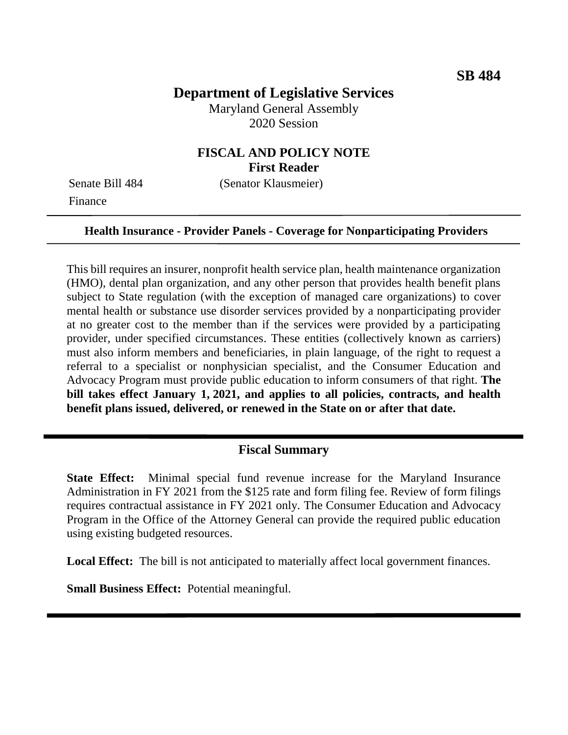**SB 484**

# Department of Legislative Services

Maryland General Assembly
2020 Session

## FISCAL AND POLICY NOTE
**First Reader**

Senate Bill 484 (Senator Klausmeier)
Finance

---

**Health Insurance - Provider Panels - Coverage for Nonparticipating Providers**

---

This bill requires an insurer, nonprofit health service plan, health maintenance organization (HMO), dental plan organization, and any other person that provides health benefit plans subject to State regulation (with the exception of managed care organizations) to cover mental health or substance use disorder services provided by a nonparticipating provider at no greater cost to the member than if the services were provided by a participating provider, under specified circumstances. These entities (collectively known as carriers) must also inform members and beneficiaries, in plain language, of the right to request a referral to a specialist or nonphysician specialist, and the Consumer Education and Advocacy Program must provide public education to inform consumers of that right. **The bill takes effect January 1, 2021, and applies to all policies, contracts, and health benefit plans issued, delivered, or renewed in the State on or after that date.**

---

## Fiscal Summary

**State Effect:** Minimal special fund revenue increase for the Maryland Insurance Administration in FY 2021 from the $125 rate and form filing fee. Review of form filings requires contractual assistance in FY 2021 only. The Consumer Education and Advocacy Program in the Office of the Attorney General can provide the required public education using existing budgeted resources.

**Local Effect:** The bill is not anticipated to materially affect local government finances.

**Small Business Effect:** Potential meaningful.

---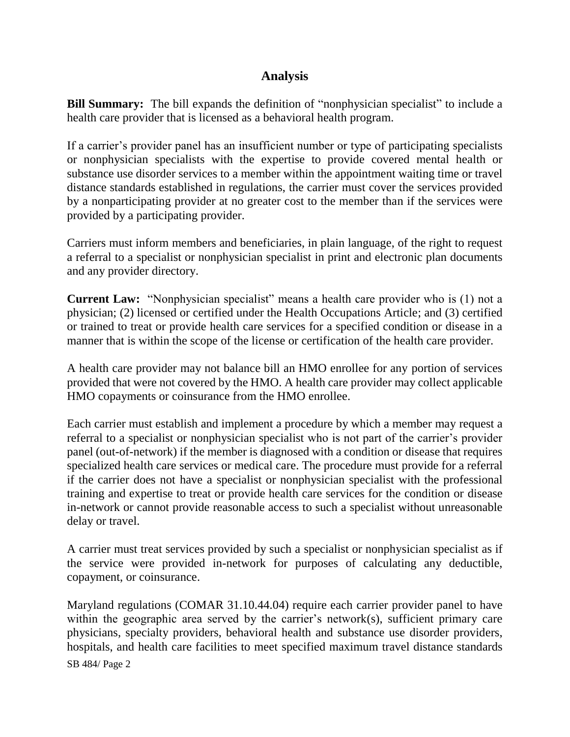## Analysis

**Bill Summary:** The bill expands the definition of "nonphysician specialist" to include a health care provider that is licensed as a behavioral health program.

If a carrier's provider panel has an insufficient number or type of participating specialists or nonphysician specialists with the expertise to provide covered mental health or substance use disorder services to a member within the appointment waiting time or travel distance standards established in regulations, the carrier must cover the services provided by a nonparticipating provider at no greater cost to the member than if the services were provided by a participating provider.

Carriers must inform members and beneficiaries, in plain language, of the right to request a referral to a specialist or nonphysician specialist in print and electronic plan documents and any provider directory.

**Current Law:** "Nonphysician specialist" means a health care provider who is (1) not a physician; (2) licensed or certified under the Health Occupations Article; and (3) certified or trained to treat or provide health care services for a specified condition or disease in a manner that is within the scope of the license or certification of the health care provider.

A health care provider may not balance bill an HMO enrollee for any portion of services provided that were not covered by the HMO. A health care provider may collect applicable HMO copayments or coinsurance from the HMO enrollee.

Each carrier must establish and implement a procedure by which a member may request a referral to a specialist or nonphysician specialist who is not part of the carrier's provider panel (out-of-network) if the member is diagnosed with a condition or disease that requires specialized health care services or medical care. The procedure must provide for a referral if the carrier does not have a specialist or nonphysician specialist with the professional training and expertise to treat or provide health care services for the condition or disease in-network or cannot provide reasonable access to such a specialist without unreasonable delay or travel.

A carrier must treat services provided by such a specialist or nonphysician specialist as if the service were provided in-network for purposes of calculating any deductible, copayment, or coinsurance.

Maryland regulations (COMAR 31.10.44.04) require each carrier provider panel to have within the geographic area served by the carrier's network(s), sufficient primary care physicians, specialty providers, behavioral health and substance use disorder providers, hospitals, and health care facilities to meet specified maximum travel distance standards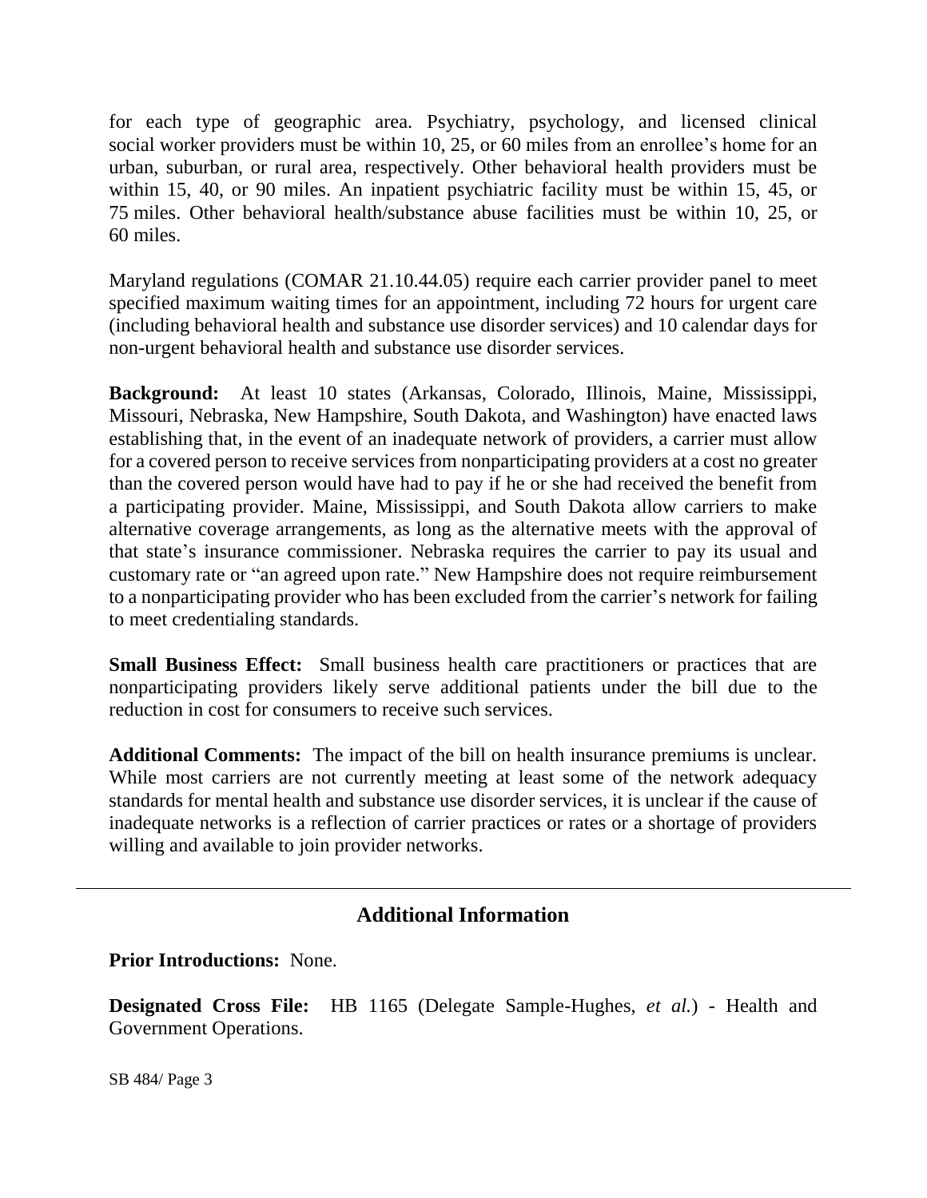for each type of geographic area. Psychiatry, psychology, and licensed clinical social worker providers must be within 10, 25, or 60 miles from an enrollee's home for an urban, suburban, or rural area, respectively. Other behavioral health providers must be within 15, 40, or 90 miles. An inpatient psychiatric facility must be within 15, 45, or 75 miles. Other behavioral health/substance abuse facilities must be within 10, 25, or 60 miles.

Maryland regulations (COMAR 21.10.44.05) require each carrier provider panel to meet specified maximum waiting times for an appointment, including 72 hours for urgent care (including behavioral health and substance use disorder services) and 10 calendar days for non-urgent behavioral health and substance use disorder services.

**Background:** At least 10 states (Arkansas, Colorado, Illinois, Maine, Mississippi, Missouri, Nebraska, New Hampshire, South Dakota, and Washington) have enacted laws establishing that, in the event of an inadequate network of providers, a carrier must allow for a covered person to receive services from nonparticipating providers at a cost no greater than the covered person would have had to pay if he or she had received the benefit from a participating provider. Maine, Mississippi, and South Dakota allow carriers to make alternative coverage arrangements, as long as the alternative meets with the approval of that state's insurance commissioner. Nebraska requires the carrier to pay its usual and customary rate or "an agreed upon rate." New Hampshire does not require reimbursement to a nonparticipating provider who has been excluded from the carrier's network for failing to meet credentialing standards.

**Small Business Effect:** Small business health care practitioners or practices that are nonparticipating providers likely serve additional patients under the bill due to the reduction in cost for consumers to receive such services.

**Additional Comments:** The impact of the bill on health insurance premiums is unclear. While most carriers are not currently meeting at least some of the network adequacy standards for mental health and substance use disorder services, it is unclear if the cause of inadequate networks is a reflection of carrier practices or rates or a shortage of providers willing and available to join provider networks.

---

## Additional Information

**Prior Introductions:** None.

**Designated Cross File:** HB 1165 (Delegate Sample-Hughes, *et al.*) - Health and Government Operations.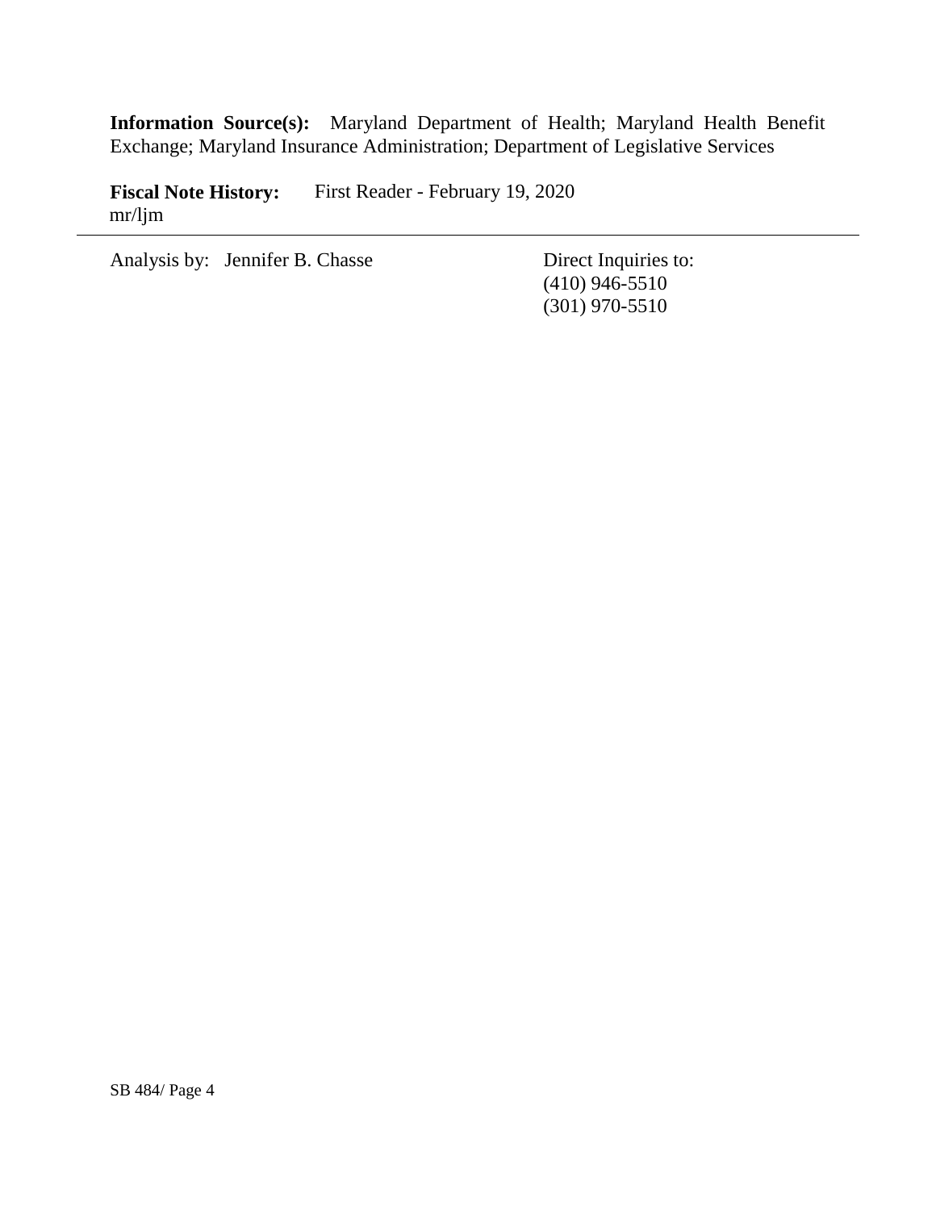**Information Source(s):** Maryland Department of Health; Maryland Health Benefit Exchange; Maryland Insurance Administration; Department of Legislative Services

**Fiscal Note History:** First Reader - February 19, 2020
mr/ljm

---

Analysis by: Jennifer B. Chasse

Direct Inquiries to:
(410) 946-5510
(301) 970-5510